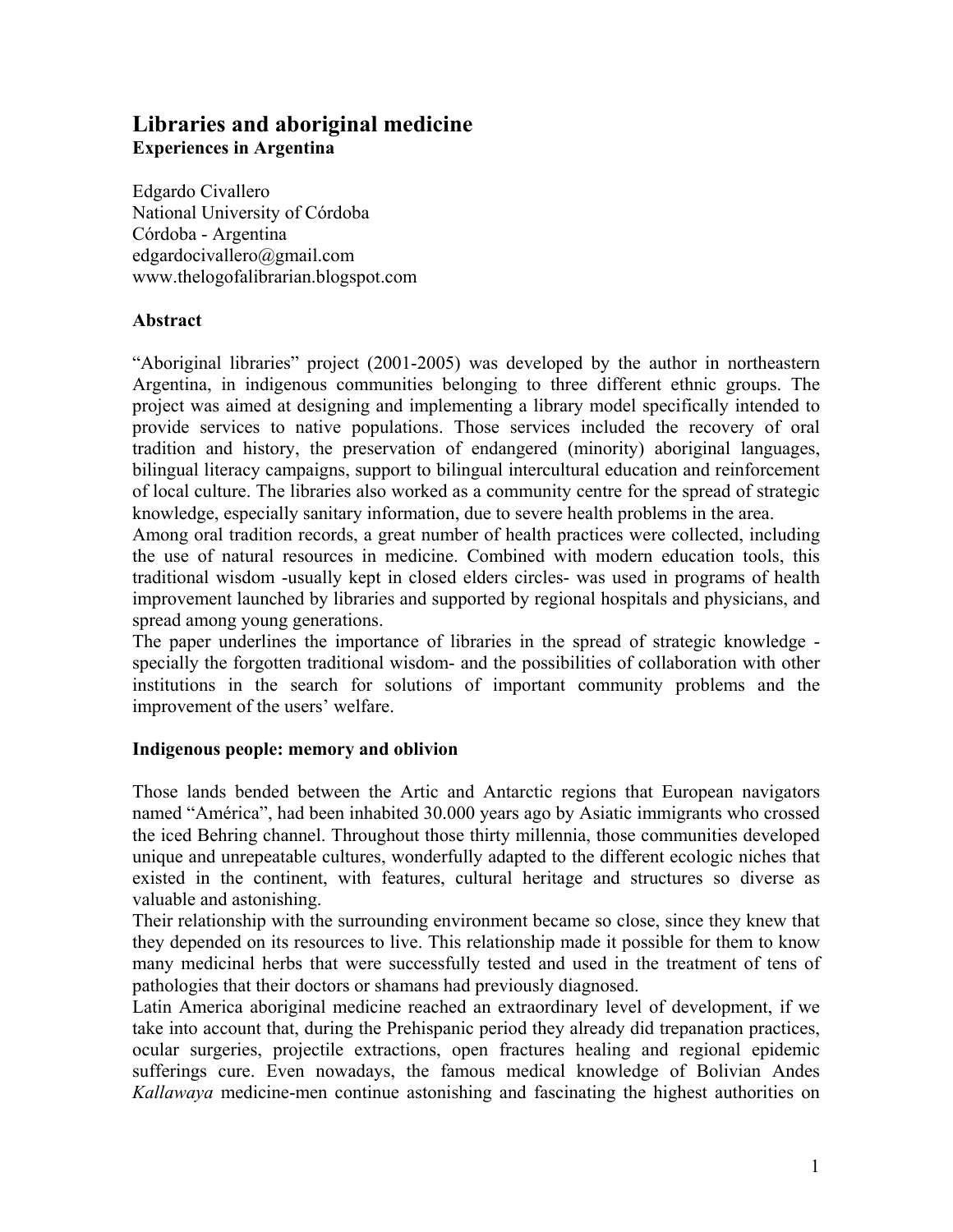# Libraries and aboriginal medicine

**Experiences in Argentina**

Edgardo Civallero
National University of Córdoba
Córdoba - Argentina
edgardocivallero@gmail.com
www.thelogofalibrarian.blogspot.com

## Abstract

"Aboriginal libraries" project (2001-2005) was developed by the author in northeastern Argentina, in indigenous communities belonging to three different ethnic groups. The project was aimed at designing and implementing a library model specifically intended to provide services to native populations. Those services included the recovery of oral tradition and history, the preservation of endangered (minority) aboriginal languages, bilingual literacy campaigns, support to bilingual intercultural education and reinforcement of local culture. The libraries also worked as a community centre for the spread of strategic knowledge, especially sanitary information, due to severe health problems in the area.
Among oral tradition records, a great number of health practices were collected, including the use of natural resources in medicine. Combined with modern education tools, this traditional wisdom -usually kept in closed elders circles- was used in programs of health improvement launched by libraries and supported by regional hospitals and physicians, and spread among young generations.
The paper underlines the importance of libraries in the spread of strategic knowledge - specially the forgotten traditional wisdom- and the possibilities of collaboration with other institutions in the search for solutions of important community problems and the improvement of the users' welfare.

## Indigenous people: memory and oblivion

Those lands bended between the Artic and Antarctic regions that European navigators named "América", had been inhabited 30.000 years ago by Asiatic immigrants who crossed the iced Behring channel. Throughout those thirty millennia, those communities developed unique and unrepeatable cultures, wonderfully adapted to the different ecologic niches that existed in the continent, with features, cultural heritage and structures so diverse as valuable and astonishing.
Their relationship with the surrounding environment became so close, since they knew that they depended on its resources to live. This relationship made it possible for them to know many medicinal herbs that were successfully tested and used in the treatment of tens of pathologies that their doctors or shamans had previously diagnosed.
Latin America aboriginal medicine reached an extraordinary level of development, if we take into account that, during the Prehispanic period they already did trepanation practices, ocular surgeries, projectile extractions, open fractures healing and regional epidemic sufferings cure. Even nowadays, the famous medical knowledge of Bolivian Andes *Kallawaya* medicine-men continue astonishing and fascinating the highest authorities on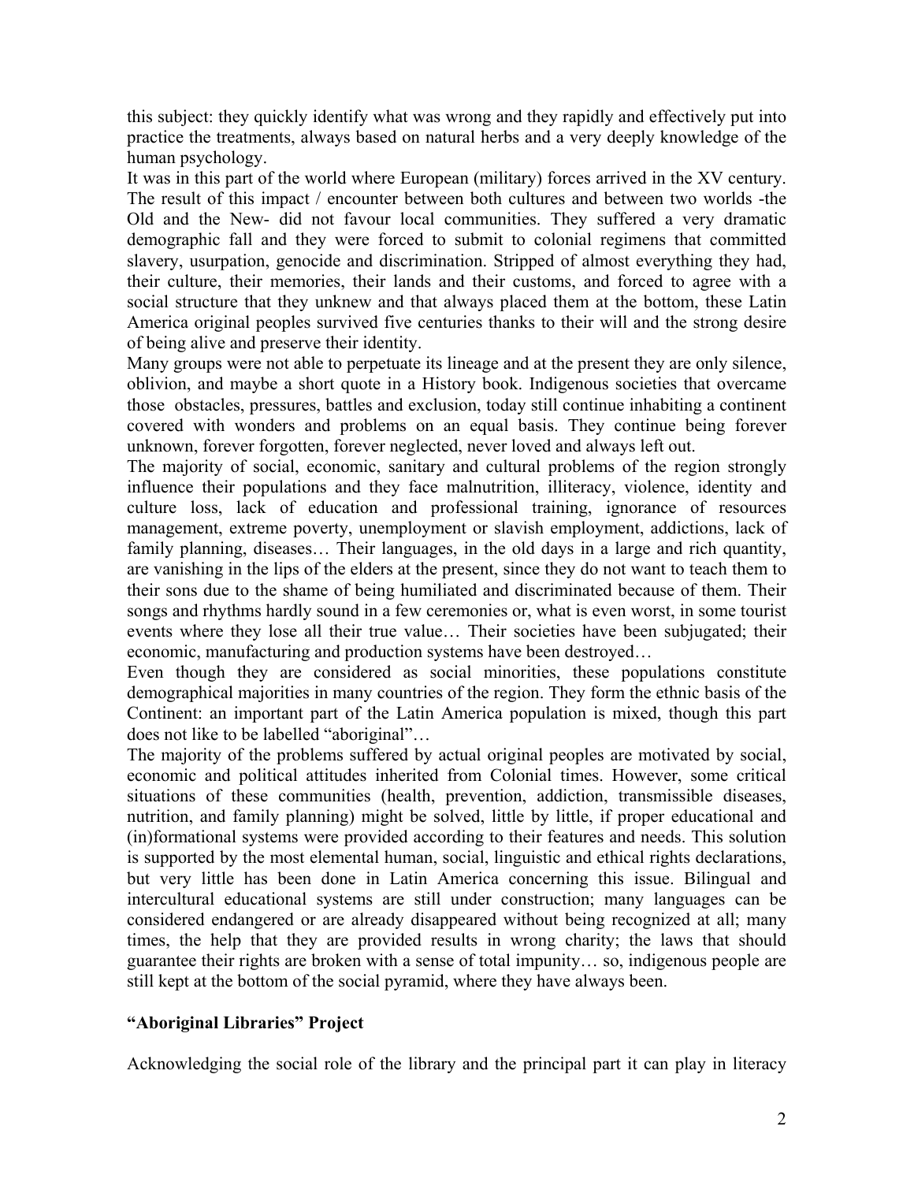this subject: they quickly identify what was wrong and they rapidly and effectively put into practice the treatments, always based on natural herbs and a very deeply knowledge of the human psychology.

It was in this part of the world where European (military) forces arrived in the XV century. The result of this impact / encounter between both cultures and between two worlds -the Old and the New- did not favour local communities. They suffered a very dramatic demographic fall and they were forced to submit to colonial regimens that committed slavery, usurpation, genocide and discrimination. Stripped of almost everything they had, their culture, their memories, their lands and their customs, and forced to agree with a social structure that they unknew and that always placed them at the bottom, these Latin America original peoples survived five centuries thanks to their will and the strong desire of being alive and preserve their identity.

Many groups were not able to perpetuate its lineage and at the present they are only silence, oblivion, and maybe a short quote in a History book. Indigenous societies that overcame those obstacles, pressures, battles and exclusion, today still continue inhabiting a continent covered with wonders and problems on an equal basis. They continue being forever unknown, forever forgotten, forever neglected, never loved and always left out.

The majority of social, economic, sanitary and cultural problems of the region strongly influence their populations and they face malnutrition, illiteracy, violence, identity and culture loss, lack of education and professional training, ignorance of resources management, extreme poverty, unemployment or slavish employment, addictions, lack of family planning, diseases… Their languages, in the old days in a large and rich quantity, are vanishing in the lips of the elders at the present, since they do not want to teach them to their sons due to the shame of being humiliated and discriminated because of them. Their songs and rhythms hardly sound in a few ceremonies or, what is even worst, in some tourist events where they lose all their true value… Their societies have been subjugated; their economic, manufacturing and production systems have been destroyed…

Even though they are considered as social minorities, these populations constitute demographical majorities in many countries of the region. They form the ethnic basis of the Continent: an important part of the Latin America population is mixed, though this part does not like to be labelled "aboriginal"…

The majority of the problems suffered by actual original peoples are motivated by social, economic and political attitudes inherited from Colonial times. However, some critical situations of these communities (health, prevention, addiction, transmissible diseases, nutrition, and family planning) might be solved, little by little, if proper educational and (in)formational systems were provided according to their features and needs. This solution is supported by the most elemental human, social, linguistic and ethical rights declarations, but very little has been done in Latin America concerning this issue. Bilingual and intercultural educational systems are still under construction; many languages can be considered endangered or are already disappeared without being recognized at all; many times, the help that they are provided results in wrong charity; the laws that should guarantee their rights are broken with a sense of total impunity… so, indigenous people are still kept at the bottom of the social pyramid, where they have always been.

## "Aboriginal Libraries" Project

Acknowledging the social role of the library and the principal part it can play in literacy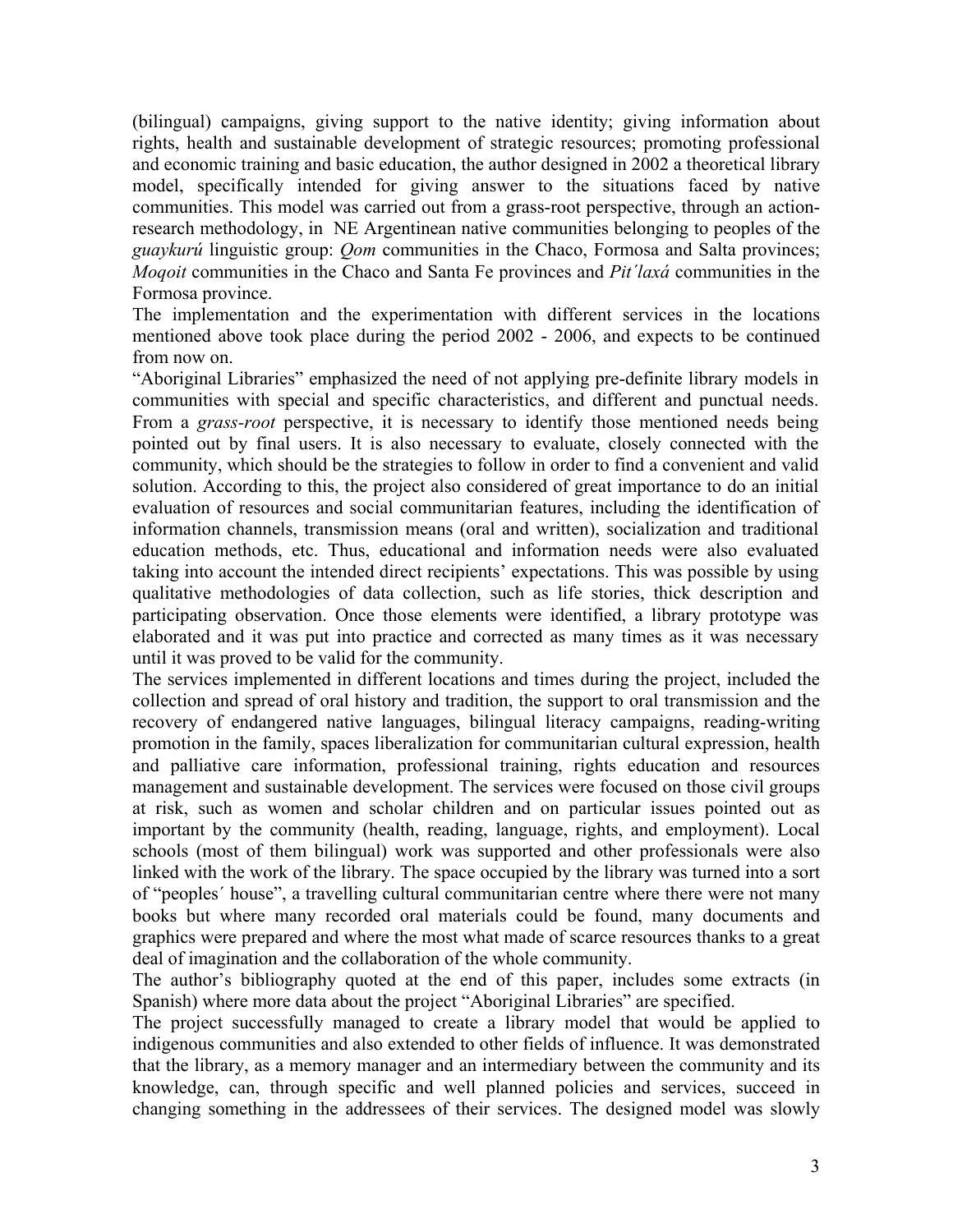(bilingual) campaigns, giving support to the native identity; giving information about rights, health and sustainable development of strategic resources; promoting professional and economic training and basic education, the author designed in 2002 a theoretical library model, specifically intended for giving answer to the situations faced by native communities. This model was carried out from a grass-root perspective, through an action-research methodology, in NE Argentinean native communities belonging to peoples of the *guaykurú* linguistic group: *Qom* communities in the Chaco, Formosa and Salta provinces; *Moqoit* communities in the Chaco and Santa Fe provinces and *Pit´laxá* communities in the Formosa province.

The implementation and the experimentation with different services in the locations mentioned above took place during the period 2002 - 2006, and expects to be continued from now on.

"Aboriginal Libraries" emphasized the need of not applying pre-definite library models in communities with special and specific characteristics, and different and punctual needs. From a *grass-root* perspective, it is necessary to identify those mentioned needs being pointed out by final users. It is also necessary to evaluate, closely connected with the community, which should be the strategies to follow in order to find a convenient and valid solution. According to this, the project also considered of great importance to do an initial evaluation of resources and social communitarian features, including the identification of information channels, transmission means (oral and written), socialization and traditional education methods, etc. Thus, educational and information needs were also evaluated taking into account the intended direct recipients' expectations. This was possible by using qualitative methodologies of data collection, such as life stories, thick description and participating observation. Once those elements were identified, a library prototype was elaborated and it was put into practice and corrected as many times as it was necessary until it was proved to be valid for the community.

The services implemented in different locations and times during the project, included the collection and spread of oral history and tradition, the support to oral transmission and the recovery of endangered native languages, bilingual literacy campaigns, reading-writing promotion in the family, spaces liberalization for communitarian cultural expression, health and palliative care information, professional training, rights education and resources management and sustainable development. The services were focused on those civil groups at risk, such as women and scholar children and on particular issues pointed out as important by the community (health, reading, language, rights, and employment). Local schools (most of them bilingual) work was supported and other professionals were also linked with the work of the library. The space occupied by the library was turned into a sort of "peoples´ house", a travelling cultural communitarian centre where there were not many books but where many recorded oral materials could be found, many documents and graphics were prepared and where the most what made of scarce resources thanks to a great deal of imagination and the collaboration of the whole community.

The author's bibliography quoted at the end of this paper, includes some extracts (in Spanish) where more data about the project "Aboriginal Libraries" are specified.

The project successfully managed to create a library model that would be applied to indigenous communities and also extended to other fields of influence. It was demonstrated that the library, as a memory manager and an intermediary between the community and its knowledge, can, through specific and well planned policies and services, succeed in changing something in the addressees of their services. The designed model was slowly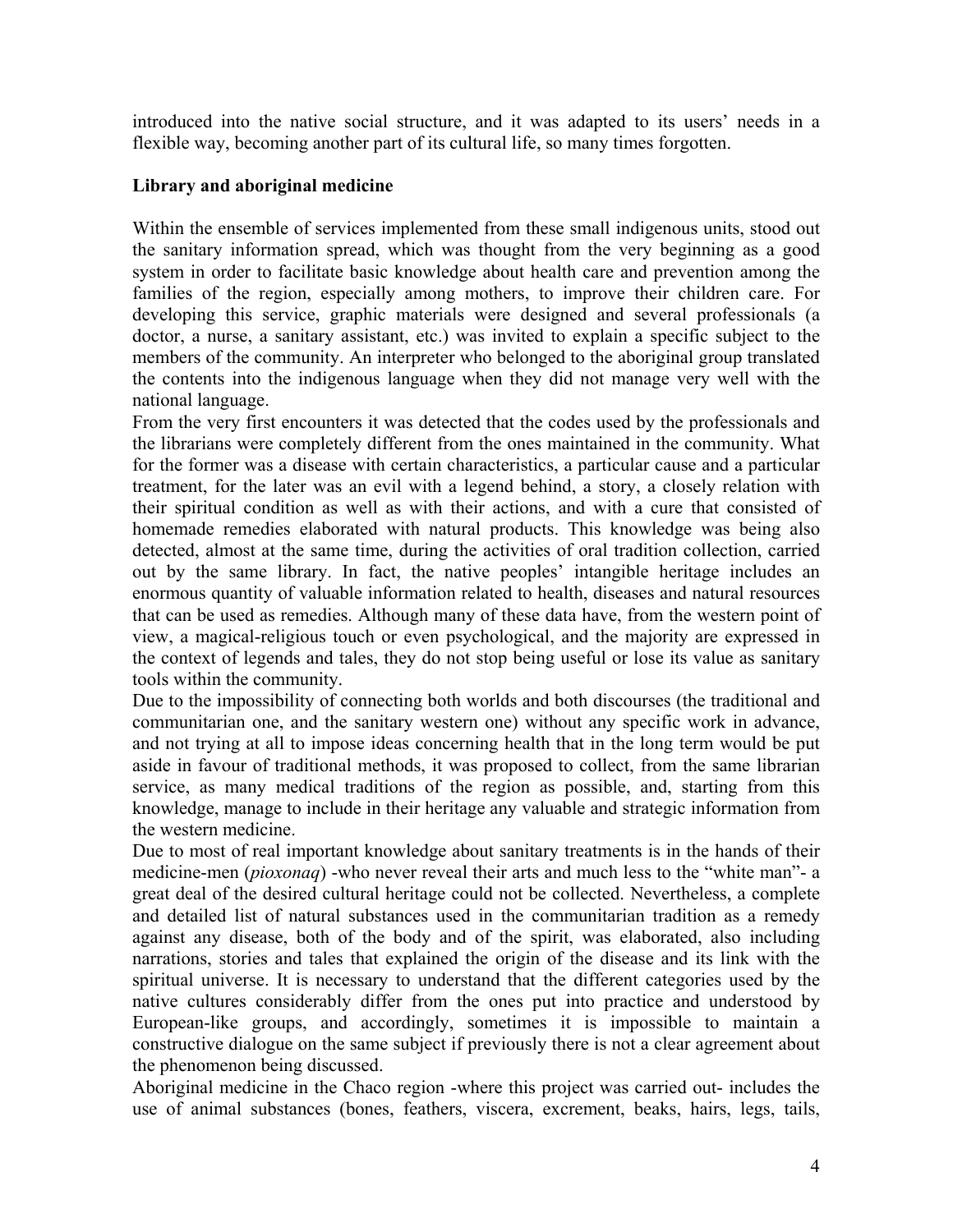introduced into the native social structure, and it was adapted to its users' needs in a flexible way, becoming another part of its cultural life, so many times forgotten.

**Library and aboriginal medicine**

Within the ensemble of services implemented from these small indigenous units, stood out the sanitary information spread, which was thought from the very beginning as a good system in order to facilitate basic knowledge about health care and prevention among the families of the region, especially among mothers, to improve their children care. For developing this service, graphic materials were designed and several professionals (a doctor, a nurse, a sanitary assistant, etc.) was invited to explain a specific subject to the members of the community. An interpreter who belonged to the aboriginal group translated the contents into the indigenous language when they did not manage very well with the national language.

From the very first encounters it was detected that the codes used by the professionals and the librarians were completely different from the ones maintained in the community. What for the former was a disease with certain characteristics, a particular cause and a particular treatment, for the later was an evil with a legend behind, a story, a closely relation with their spiritual condition as well as with their actions, and with a cure that consisted of homemade remedies elaborated with natural products. This knowledge was being also detected, almost at the same time, during the activities of oral tradition collection, carried out by the same library. In fact, the native peoples' intangible heritage includes an enormous quantity of valuable information related to health, diseases and natural resources that can be used as remedies. Although many of these data have, from the western point of view, a magical-religious touch or even psychological, and the majority are expressed in the context of legends and tales, they do not stop being useful or lose its value as sanitary tools within the community.

Due to the impossibility of connecting both worlds and both discourses (the traditional and communitarian one, and the sanitary western one) without any specific work in advance, and not trying at all to impose ideas concerning health that in the long term would be put aside in favour of traditional methods, it was proposed to collect, from the same librarian service, as many medical traditions of the region as possible, and, starting from this knowledge, manage to include in their heritage any valuable and strategic information from the western medicine.

Due to most of real important knowledge about sanitary treatments is in the hands of their medicine-men (*pioxonaq*) -who never reveal their arts and much less to the "white man"- a great deal of the desired cultural heritage could not be collected. Nevertheless, a complete and detailed list of natural substances used in the communitarian tradition as a remedy against any disease, both of the body and of the spirit, was elaborated, also including narrations, stories and tales that explained the origin of the disease and its link with the spiritual universe. It is necessary to understand that the different categories used by the native cultures considerably differ from the ones put into practice and understood by European-like groups, and accordingly, sometimes it is impossible to maintain a constructive dialogue on the same subject if previously there is not a clear agreement about the phenomenon being discussed.

Aboriginal medicine in the Chaco region -where this project was carried out- includes the use of animal substances (bones, feathers, viscera, excrement, beaks, hairs, legs, tails,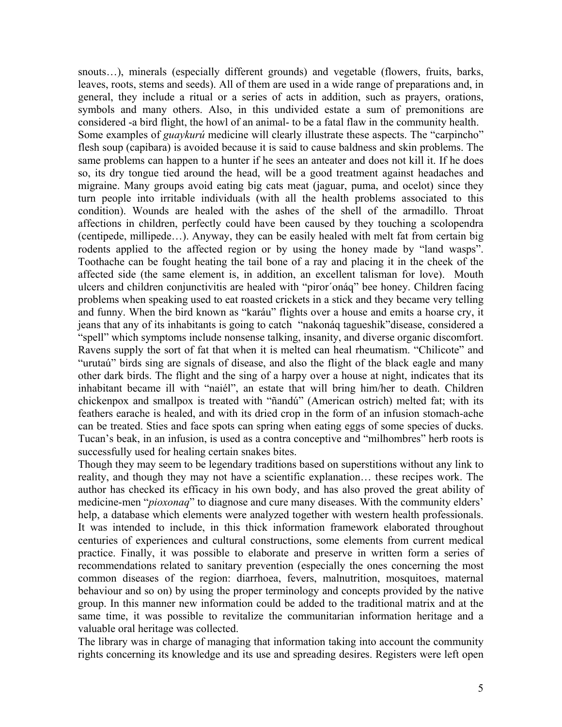snouts…), minerals (especially different grounds) and vegetable (flowers, fruits, barks, leaves, roots, stems and seeds). All of them are used in a wide range of preparations and, in general, they include a ritual or a series of acts in addition, such as prayers, orations, symbols and many others. Also, in this undivided estate a sum of premonitions are considered -a bird flight, the howl of an animal- to be a fatal flaw in the community health.

Some examples of *guaykurú* medicine will clearly illustrate these aspects. The "carpincho" flesh soup (capibara) is avoided because it is said to cause baldness and skin problems. The same problems can happen to a hunter if he sees an anteater and does not kill it. If he does so, its dry tongue tied around the head, will be a good treatment against headaches and migraine. Many groups avoid eating big cats meat (jaguar, puma, and ocelot) since they turn people into irritable individuals (with all the health problems associated to this condition). Wounds are healed with the ashes of the shell of the armadillo. Throat affections in children, perfectly could have been caused by they touching a scolopendra (centipede, millipede…). Anyway, they can be easily healed with melt fat from certain big rodents applied to the affected region or by using the honey made by "land wasps". Toothache can be fought heating the tail bone of a ray and placing it in the cheek of the affected side (the same element is, in addition, an excellent talisman for love). Mouth ulcers and children conjunctivitis are healed with "piror´onáq" bee honey. Children facing problems when speaking used to eat roasted crickets in a stick and they became very telling and funny. When the bird known as "karáu" flights over a house and emits a hoarse cry, it jeans that any of its inhabitants is going to catch "nakonáq tagueshik"disease, considered a "spell" which symptoms include nonsense talking, insanity, and diverse organic discomfort. Ravens supply the sort of fat that when it is melted can heal rheumatism. "Chilicote" and "urutaú" birds sing are signals of disease, and also the flight of the black eagle and many other dark birds. The flight and the sing of a harpy over a house at night, indicates that its inhabitant became ill with "naiél", an estate that will bring him/her to death. Children chickenpox and smallpox is treated with "ñandú" (American ostrich) melted fat; with its feathers earache is healed, and with its dried crop in the form of an infusion stomach-ache can be treated. Sties and face spots can spring when eating eggs of some species of ducks. Tucan's beak, in an infusion, is used as a contra conceptive and "milhombres" herb roots is successfully used for healing certain snakes bites.

Though they may seem to be legendary traditions based on superstitions without any link to reality, and though they may not have a scientific explanation… these recipes work. The author has checked its efficacy in his own body, and has also proved the great ability of medicine-men "*pioxonaq*" to diagnose and cure many diseases. With the community elders' help, a database which elements were analyzed together with western health professionals. It was intended to include, in this thick information framework elaborated throughout centuries of experiences and cultural constructions, some elements from current medical practice. Finally, it was possible to elaborate and preserve in written form a series of recommendations related to sanitary prevention (especially the ones concerning the most common diseases of the region: diarrhoea, fevers, malnutrition, mosquitoes, maternal behaviour and so on) by using the proper terminology and concepts provided by the native group. In this manner new information could be added to the traditional matrix and at the same time, it was possible to revitalize the communitarian information heritage and a valuable oral heritage was collected.

The library was in charge of managing that information taking into account the community rights concerning its knowledge and its use and spreading desires. Registers were left open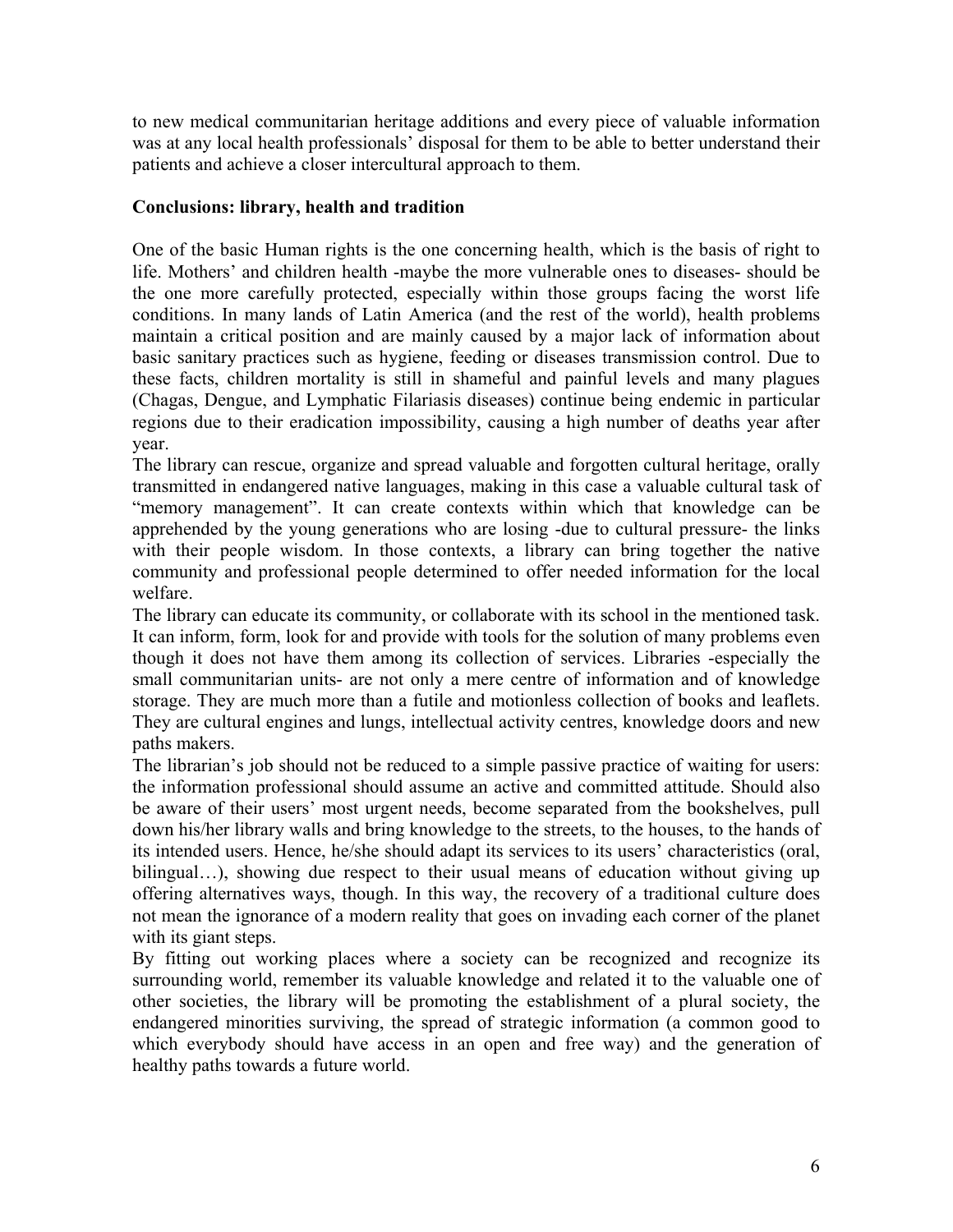to new medical communitarian heritage additions and every piece of valuable information was at any local health professionals' disposal for them to be able to better understand their patients and achieve a closer intercultural approach to them.

**Conclusions: library, health and tradition**

One of the basic Human rights is the one concerning health, which is the basis of right to life. Mothers' and children health -maybe the more vulnerable ones to diseases- should be the one more carefully protected, especially within those groups facing the worst life conditions. In many lands of Latin America (and the rest of the world), health problems maintain a critical position and are mainly caused by a major lack of information about basic sanitary practices such as hygiene, feeding or diseases transmission control. Due to these facts, children mortality is still in shameful and painful levels and many plagues (Chagas, Dengue, and Lymphatic Filariasis diseases) continue being endemic in particular regions due to their eradication impossibility, causing a high number of deaths year after year.

The library can rescue, organize and spread valuable and forgotten cultural heritage, orally transmitted in endangered native languages, making in this case a valuable cultural task of "memory management". It can create contexts within which that knowledge can be apprehended by the young generations who are losing -due to cultural pressure- the links with their people wisdom. In those contexts, a library can bring together the native community and professional people determined to offer needed information for the local welfare.

The library can educate its community, or collaborate with its school in the mentioned task. It can inform, form, look for and provide with tools for the solution of many problems even though it does not have them among its collection of services. Libraries -especially the small communitarian units- are not only a mere centre of information and of knowledge storage. They are much more than a futile and motionless collection of books and leaflets. They are cultural engines and lungs, intellectual activity centres, knowledge doors and new paths makers.

The librarian's job should not be reduced to a simple passive practice of waiting for users: the information professional should assume an active and committed attitude. Should also be aware of their users' most urgent needs, become separated from the bookshelves, pull down his/her library walls and bring knowledge to the streets, to the houses, to the hands of its intended users. Hence, he/she should adapt its services to its users' characteristics (oral, bilingual…), showing due respect to their usual means of education without giving up offering alternatives ways, though. In this way, the recovery of a traditional culture does not mean the ignorance of a modern reality that goes on invading each corner of the planet with its giant steps.

By fitting out working places where a society can be recognized and recognize its surrounding world, remember its valuable knowledge and related it to the valuable one of other societies, the library will be promoting the establishment of a plural society, the endangered minorities surviving, the spread of strategic information (a common good to which everybody should have access in an open and free way) and the generation of healthy paths towards a future world.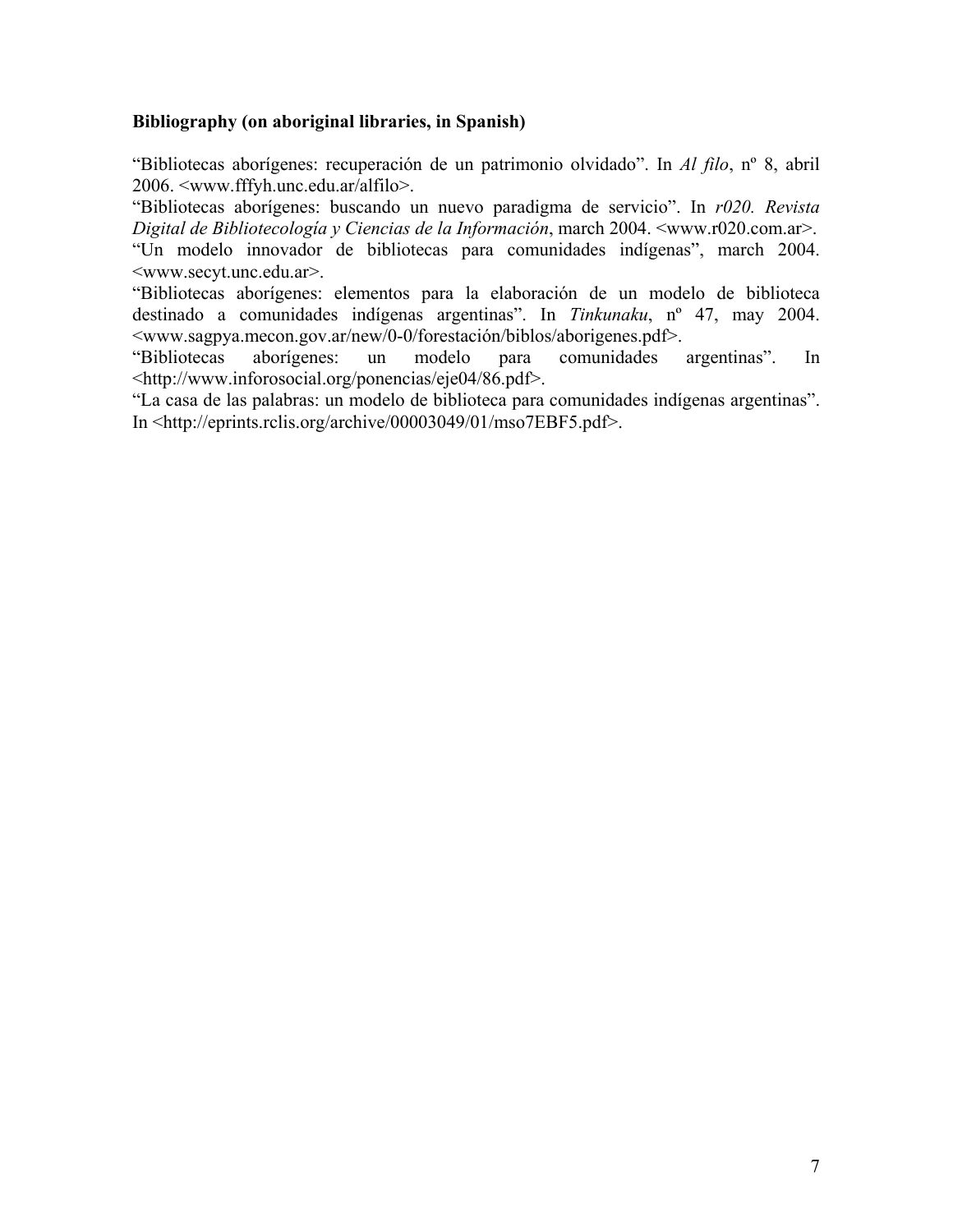**Bibliography (on aboriginal libraries, in Spanish)**

"Bibliotecas aborígenes: recuperación de un patrimonio olvidado". In *Al filo*, nº 8, abril 2006. <www.fffyh.unc.edu.ar/alfilo>.

"Bibliotecas aborígenes: buscando un nuevo paradigma de servicio". In *r020. Revista Digital de Bibliotecología y Ciencias de la Información*, march 2004. <www.r020.com.ar>.

"Un modelo innovador de bibliotecas para comunidades indígenas", march 2004. <www.secyt.unc.edu.ar>.

"Bibliotecas aborígenes: elementos para la elaboración de un modelo de biblioteca destinado a comunidades indígenas argentinas". In *Tinkunaku*, nº 47, may 2004. <www.sagpya.mecon.gov.ar/new/0-0/forestación/biblos/aborigenes.pdf>.

"Bibliotecas aborígenes: un modelo para comunidades argentinas". In <http://www.inforosocial.org/ponencias/eje04/86.pdf>.

"La casa de las palabras: un modelo de biblioteca para comunidades indígenas argentinas". In <http://eprints.rclis.org/archive/00003049/01/mso7EBF5.pdf>.